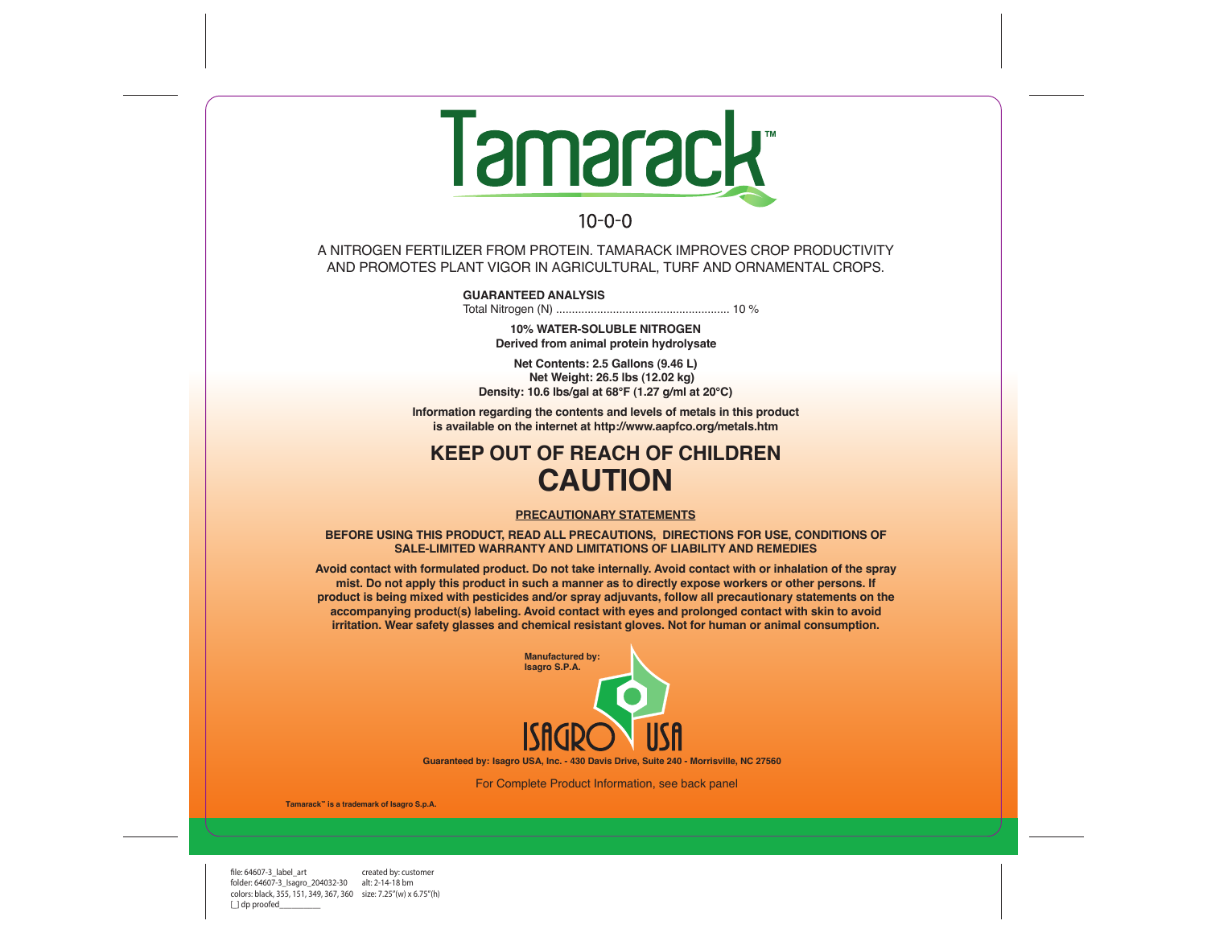# Tamarack™

## 10-0-0

A NITROGEN FERTILIZER FROM PROTEIN. TAMARACK IMPROVES CROP PRODUCTIVITY AND PROMOTES PLANT VIGOR IN AGRICULTURAL, TURF AND ORNAMENTAL CROPS.

**GUARANTEED ANALYSIS**

Total Nitrogen (N) ...................................................... 10 %

**10% WATER-SOLUBLE NITROGEN**
**Derived from animal protein hydrolysate**

**Net Contents: 2.5 Gallons (9.46 L)**
**Net Weight: 26.5 lbs (12.02 kg)**
**Density: 10.6 lbs/gal at 68°F (1.27 g/ml at 20°C)**

**Information regarding the contents and levels of metals in this product is available on the internet at http://www.aapfco.org/metals.htm**

## KEEP OUT OF REACH OF CHILDREN

# CAUTION

**PRECAUTIONARY STATEMENTS**

**BEFORE USING THIS PRODUCT, READ ALL PRECAUTIONS, DIRECTIONS FOR USE, CONDITIONS OF SALE-LIMITED WARRANTY AND LIMITATIONS OF LIABILITY AND REMEDIES**

**Avoid contact with formulated product. Do not take internally. Avoid contact with or inhalation of the spray mist. Do not apply this product in such a manner as to directly expose workers or other persons. If product is being mixed with pesticides and/or spray adjuvants, follow all precautionary statements on the accompanying product(s) labeling. Avoid contact with eyes and prolonged contact with skin to avoid irritation. Wear safety glasses and chemical resistant gloves. Not for human or animal consumption.**

**Manufactured by:**
**Isagro S.P.A.**

ISAGRO USA

**Guaranteed by: Isagro USA, Inc. - 430 Davis Drive, Suite 240 - Morrisville, NC 27560**

For Complete Product Information, see back panel

**Tamarack™ is a trademark of Isagro S.p.A.**

file: 64607-3_label_art
folder: 64607-3_Isagro_204032-30
colors: black, 355, 151, 349, 367, 360
[_] dp proofed__________

created by: customer
alt: 2-14-18 bm
size: 7.25"(w) x 6.75"(h)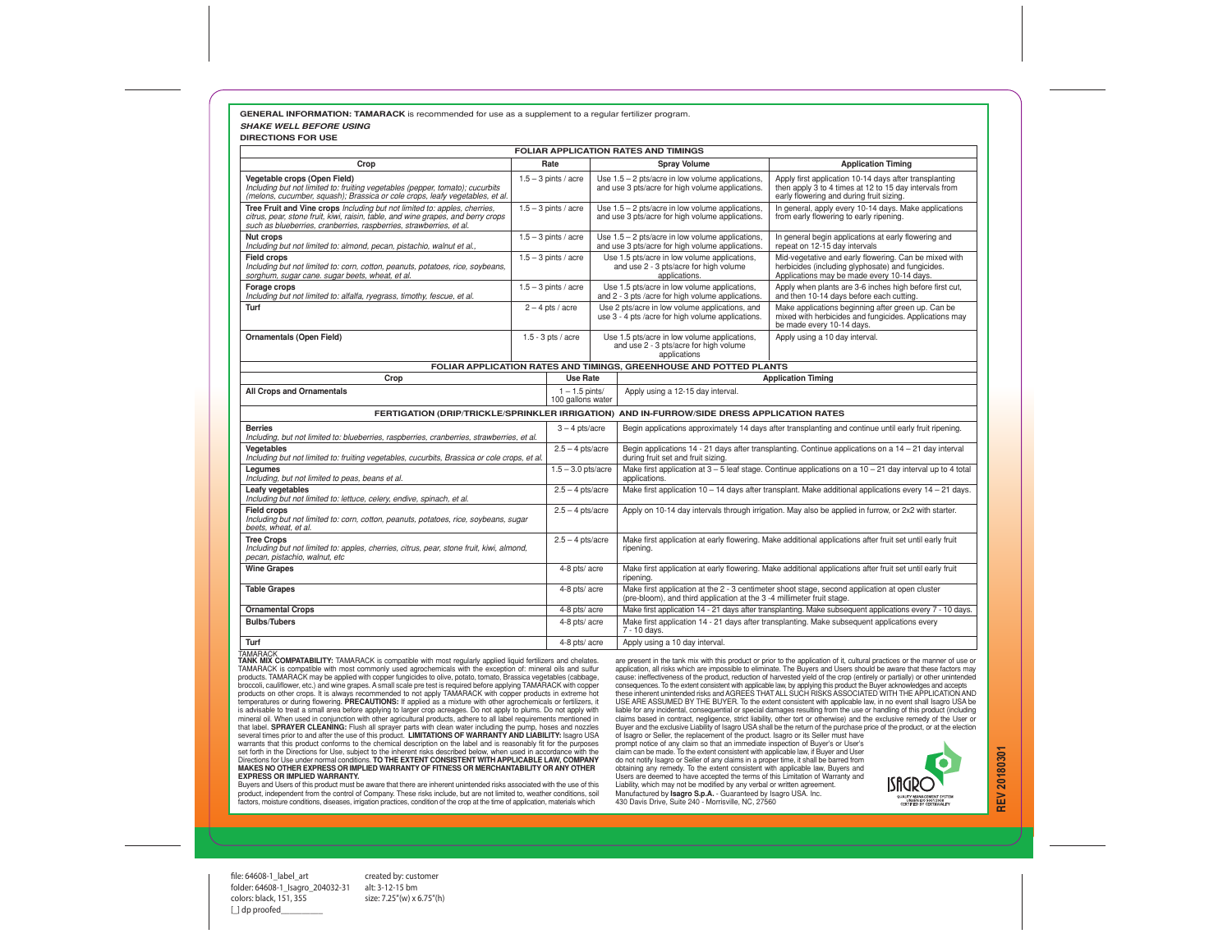**GENERAL INFORMATION: TAMARACK** is recommended for use as a supplement to a regular fertilizer program.

***SHAKE WELL BEFORE USING***

**DIRECTIONS FOR USE**

**FOLIAR APPLICATION RATES AND TIMINGS**

| Crop | Rate | Spray Volume | Application Timing |
|---|---|---|---|
| **Vegetable crops (Open Field)** *Including but not limited to: fruiting vegetables (pepper, tomato); cucurbits (melons, cucumber, squash); Brassica or cole crops, leafy vegetables, et al.* | 1.5 – 3 pints / acre | Use 1.5 – 2 pts/acre in low volume applications, and use 3 pts/acre for high volume applications. | Apply first application 10-14 days after transplanting then apply 3 to 4 times at 12 to 15 day intervals from early flowering and during fruit sizing. |
| **Tree Fruit and Vine crops** *Including but not limited to: apples, cherries, citrus, pear, stone fruit, kiwi, raisin, table, and wine grapes, and berry crops such as blueberries, cranberries, raspberries, strawberries, et al.* | 1.5 – 3 pints / acre | Use 1.5 – 2 pts/acre in low volume applications, and use 3 pts/acre for high volume applications. | In general, apply every 10-14 days. Make applications from early flowering to early ripening. |
| **Nut crops** *Including but not limited to: almond, pecan, pistachio, walnut et al.,* | 1.5 – 3 pints / acre | Use 1.5 – 2 pts/acre in low volume applications, and use 3 pts/acre for high volume applications. | In general begin applications at early flowering and repeat on 12-15 day intervals |
| **Field crops** *Including but not limited to: corn, cotton, peanuts, potatoes, rice, soybeans, sorghum, sugar cane. sugar beets, wheat, et al.* | 1.5 – 3 pints / acre | Use 1.5 pts/acre in low volume applications, and use 2 - 3 pts/acre for high volume applications. | Mid-vegetative and early flowering. Can be mixed with herbicides (including glyphosate) and fungicides. Applications may be made every 10-14 days. |
| **Forage crops** *Including but not limited to: alfalfa, ryegrass, timothy, fescue, et al.* | 1.5 – 3 pints / acre | Use 1.5 pts/acre in low volume applications, and 2 - 3 pts /acre for high volume applications. | Apply when plants are 3-6 inches high before first cut, and then 10-14 days before each cutting. |
| **Turf** | 2 – 4 pts / acre | Use 2 pts/acre in low volume applications, and use 3 - 4 pts /acre for high volume applications. | Make applications beginning after green up. Can be mixed with herbicides and fungicides. Applications may be made every 10-14 days. |
| **Ornamentals (Open Field)** | 1.5 - 3 pts / acre | Use 1.5 pts/acre in low volume applications, and use 2 - 3 pts/acre for high volume applications | Apply using a 10 day interval. |

**FOLIAR APPLICATION RATES AND TIMINGS, GREENHOUSE AND POTTED PLANTS**

| Crop | Use Rate | Application Timing |
|---|---|---|
| **All Crops and Ornamentals** | 1 – 1.5 pints/ 100 gallons water | Apply using a 12-15 day interval. |

**FERTIGATION (DRIP/TRICKLE/SPRINKLER IRRIGATION) AND IN-FURROW/SIDE DRESS APPLICATION RATES**

| Crop | Rate | Application Timing |
|---|---|---|
| **Berries** *Including, but not limited to: blueberries, raspberries, cranberries, strawberries, et al.* | 3 – 4 pts/acre | Begin applications approximately 14 days after transplanting and continue until early fruit ripening. |
| **Vegetables** *Including but not limited to: fruiting vegetables, cucurbits, Brassica or cole crops, et al.* | 2.5 – 4 pts/acre | Begin applications 14 - 21 days after transplanting. Continue applications on a 14 – 21 day interval during fruit set and fruit sizing. |
| **Legumes** *Including, but not limited to peas, beans et al.* | 1.5 – 3.0 pts/acre | Make first application at 3 – 5 leaf stage. Continue applications on a 10 – 21 day interval up to 4 total applications. |
| **Leafy vegetables** *Including but not limited to: lettuce, celery, endive, spinach, et al.* | 2.5 – 4 pts/acre | Make first application 10 – 14 days after transplant. Make additional applications every 14 – 21 days. |
| **Field crops** *Including but not limited to: corn, cotton, peanuts, potatoes, rice, soybeans, sugar beets, wheat, et al.* | 2.5 – 4 pts/acre | Apply on 10-14 day intervals through irrigation. May also be applied in furrow, or 2x2 with starter. |
| **Tree Crops** *Including but not limited to: apples, cherries, citrus, pear, stone fruit, kiwi, almond, pecan, pistachio, walnut, etc* | 2.5 – 4 pts/acre | Make first application at early flowering. Make additional applications after fruit set until early ripening. |
| **Wine Grapes** | 4-8 pts/ acre | Make first application at early flowering. Make additional applications after fruit set until early ripening. |
| **Table Grapes** | 4-8 pts/ acre | Make first application at the 2 - 3 centimeter shoot stage, second application at open cluster (pre-bloom), and third application at the 3 -4 millimeter fruit stage. |
| **Ornamental Crops** | 4-8 pts/ acre | Make first application 14 - 21 days after transplanting. Make subsequent applications every 7 - 10 days. |
| **Bulbs/Tubers** | 4-8 pts/ acre | Make first application 14 - 21 days after transplanting. Make subsequent applications every 7 - 10 days. |
| **Turf** | 4-8 pts/ acre | Apply using a 10 day interval. |

TAMARACK

**TANK MIX COMPATABILITY:** TAMARACK is compatible with most regularly applied liquid fertilizers and chelates. TAMARACK is compatible with most commonly used agrochemicals with the exception of: mineral oils and sulfur products. TAMARACK may be applied with copper fungicides to olive, potato, tomato, Brassica vegetables (cabbage, broccoli, cauliflower, etc.) and wine grapes. A small scale pre test is required before applying TAMARACK with copper products on other crops. It is always recommended to not apply TAMARACK with copper products in extreme hot temperatures or during flowering. **PRECAUTIONS:** If applied as a mixture with other agrochemicals or fertilizers, it is advisable to treat a small area before applying to larger crop acreages. Do not apply to plums. Do not apply with mineral oil. When used in conjunction with other agricultural products, adhere to all label requirements mentioned in that label. **SPRAYER CLEANING:** Flush all sprayer parts with clean water including the pump, hoses and nozzles several times prior to and after the use of this product. **LIMITATIONS OF WARRANTY AND LIABILITY:** Isagro USA warrants that this product conforms to the chemical description on the label and is reasonably fit for the purposes set forth in the Directions for Use, subject to the inherent risks described below, when used in accordance with the Directions for Use under normal conditions. **TO THE EXTENT CONSISTENT WITH APPLICABLE LAW, COMPANY MAKES NO OTHER EXPRESS OR IMPLIED WARRANTY OF FITNESS OR MERCHANTABILITY OR ANY OTHER EXPRESS OR IMPLIED WARRANTY.**

Buyers and Users of this product must be aware that there are inherent unintended risks associated with the use of this product, independent from the control of Company. These risks include, but are not limited to, weather conditions, soil factors, moisture conditions, diseases, irrigation practices, condition of the crop at the time of application, materials which are present in the tank mix with this product or prior to the application of it, cultural practices or the manner of use or application, all risks which are impossible to eliminate. The Buyers and Users should be aware that these factors may cause: ineffectiveness of the product, reduction of harvested yield of the crop (entirely or partially) or other unintended consequences. To the extent consistent with applicable law, by applying this product the Buyer acknowledges and accepts these inherent unintended risks and AGREES THAT ALL SUCH RISKS ASSOCIATED WITH THE APPLICATION AND USE ARE ASSUMED BY THE BUYER. To the extent consistent with applicable law, in no event shall Isagro USA be liable for any incidental, consequential or special damages resulting from the use or handling of this product (including claims based in contract, negligence, strict liability, other tort or otherwise) and the exclusive remedy of the User or Buyer and the exclusive Liability of Isagro USA shall be the return of the purchase price of the product, or at the election of Isagro or Seller, the replacement of the product. Isagro or its Seller must have prompt notice of any claim so that an immediate inspection of Buyer's or User's claim can be made. To the extent consistent with applicable law, if Buyer and User do not notify Isagro or Seller of any claims in a proper time, it shall be barred from obtaining any remedy. To the extent consistent with applicable law, Buyers and Users are deemed to have accepted the terms of this Limitation of Warranty and Liability, which may not be modified by any verbal or written agreement.

Manufactured by **Isagro S.p.A.** - Guaranteed by Isagro USA. Inc.
430 Davis Drive, Suite 240 - Morrisville, NC, 27560

ISAGRO
QUALITY MANAGEMENT SYSTEM UNI EN ISO 9001:2008 CERTIFIED BY CERTIQUALITY

REV 20180301

file: 64608-1_label_art
folder: 64608-1_Isagro_204032-31
colors: black, 151, 355
[ ] dp proofed__________

created by: customer
alt: 3-12-15 bm
size: 7.25"(w) x 6.75"(h)